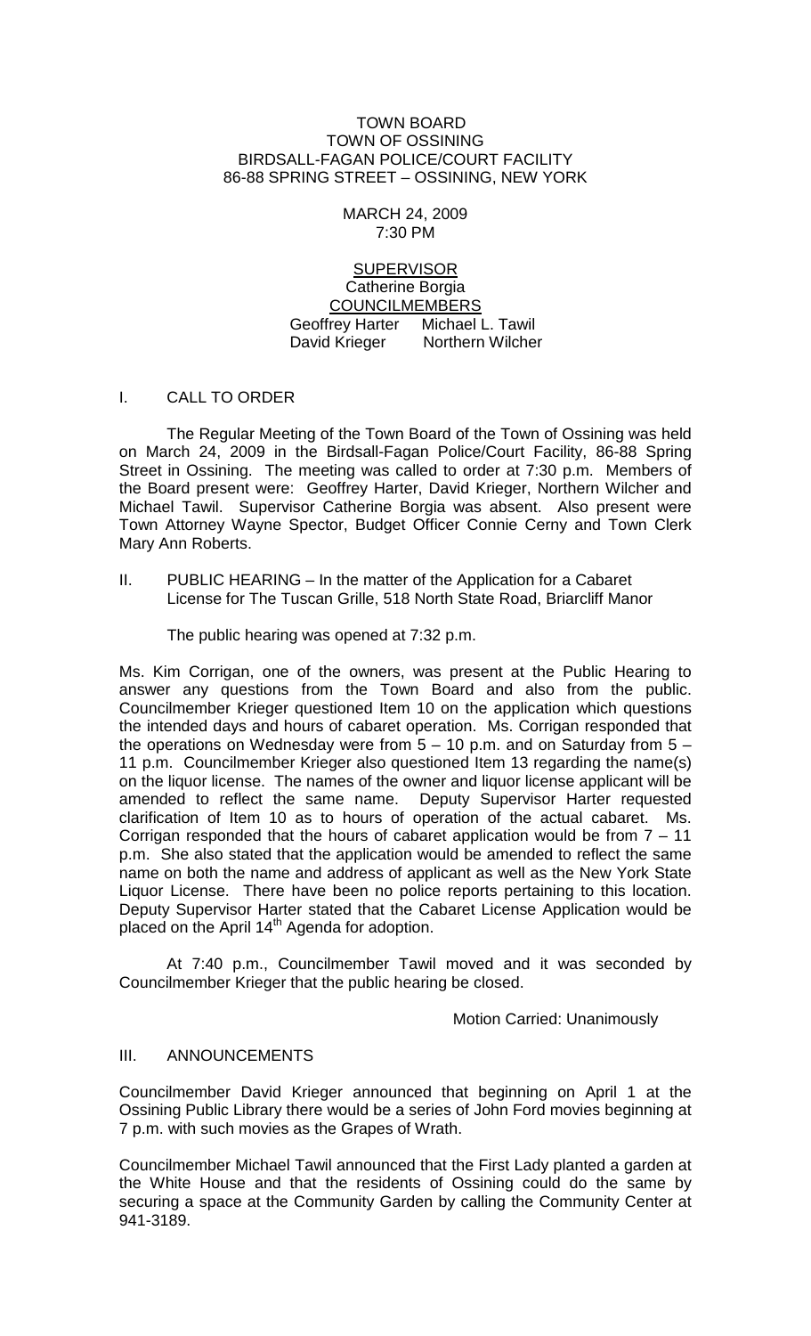TOWN BOARD
TOWN OF OSSINING
BIRDSALL-FAGAN POLICE/COURT FACILITY
86-88 SPRING STREET – OSSINING, NEW YORK

MARCH 24, 2009
7:30 PM

SUPERVISOR
Catherine Borgia
COUNCILMEMBERS
Geoffrey Harter  Michael L. Tawil
David Krieger  Northern Wilcher

## I. CALL TO ORDER

The Regular Meeting of the Town Board of the Town of Ossining was held on March 24, 2009 in the Birdsall-Fagan Police/Court Facility, 86-88 Spring Street in Ossining. The meeting was called to order at 7:30 p.m. Members of the Board present were: Geoffrey Harter, David Krieger, Northern Wilcher and Michael Tawil. Supervisor Catherine Borgia was absent. Also present were Town Attorney Wayne Spector, Budget Officer Connie Cerny and Town Clerk Mary Ann Roberts.

## II. PUBLIC HEARING – In the matter of the Application for a Cabaret License for The Tuscan Grille, 518 North State Road, Briarcliff Manor

The public hearing was opened at 7:32 p.m.

Ms. Kim Corrigan, one of the owners, was present at the Public Hearing to answer any questions from the Town Board and also from the public. Councilmember Krieger questioned Item 10 on the application which questions the intended days and hours of cabaret operation. Ms. Corrigan responded that the operations on Wednesday were from 5 – 10 p.m. and on Saturday from 5 – 11 p.m. Councilmember Krieger also questioned Item 13 regarding the name(s) on the liquor license. The names of the owner and liquor license applicant will be amended to reflect the same name. Deputy Supervisor Harter requested clarification of Item 10 as to hours of operation of the actual cabaret. Ms. Corrigan responded that the hours of cabaret application would be from 7 – 11 p.m. She also stated that the application would be amended to reflect the same name on both the name and address of applicant as well as the New York State Liquor License. There have been no police reports pertaining to this location. Deputy Supervisor Harter stated that the Cabaret License Application would be placed on the April 14th Agenda for adoption.

At 7:40 p.m., Councilmember Tawil moved and it was seconded by Councilmember Krieger that the public hearing be closed.

Motion Carried: Unanimously

## III. ANNOUNCEMENTS

Councilmember David Krieger announced that beginning on April 1 at the Ossining Public Library there would be a series of John Ford movies beginning at 7 p.m. with such movies as the Grapes of Wrath.

Councilmember Michael Tawil announced that the First Lady planted a garden at the White House and that the residents of Ossining could do the same by securing a space at the Community Garden by calling the Community Center at 941-3189.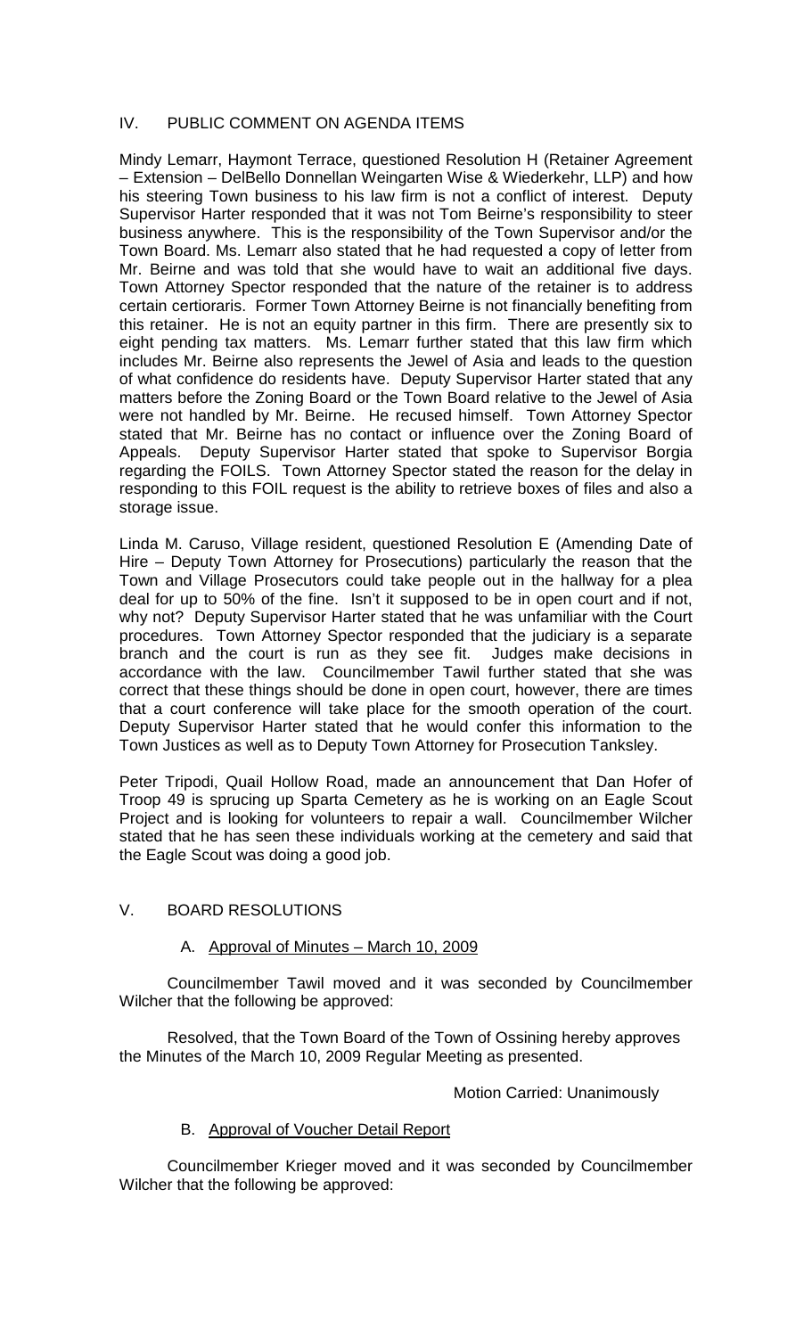## IV. PUBLIC COMMENT ON AGENDA ITEMS

Mindy Lemarr, Haymont Terrace, questioned Resolution H (Retainer Agreement – Extension – DelBello Donnellan Weingarten Wise & Wiederkehr, LLP) and how his steering Town business to his law firm is not a conflict of interest. Deputy Supervisor Harter responded that it was not Tom Beirne's responsibility to steer business anywhere. This is the responsibility of the Town Supervisor and/or the Town Board. Ms. Lemarr also stated that he had requested a copy of letter from Mr. Beirne and was told that she would have to wait an additional five days. Town Attorney Spector responded that the nature of the retainer is to address certain certioraris. Former Town Attorney Beirne is not financially benefiting from this retainer. He is not an equity partner in this firm. There are presently six to eight pending tax matters. Ms. Lemarr further stated that this law firm which includes Mr. Beirne also represents the Jewel of Asia and leads to the question of what confidence do residents have. Deputy Supervisor Harter stated that any matters before the Zoning Board or the Town Board relative to the Jewel of Asia were not handled by Mr. Beirne. He recused himself. Town Attorney Spector stated that Mr. Beirne has no contact or influence over the Zoning Board of Appeals. Deputy Supervisor Harter stated that spoke to Supervisor Borgia regarding the FOILS. Town Attorney Spector stated the reason for the delay in responding to this FOIL request is the ability to retrieve boxes of files and also a storage issue.

Linda M. Caruso, Village resident, questioned Resolution E (Amending Date of Hire – Deputy Town Attorney for Prosecutions) particularly the reason that the Town and Village Prosecutors could take people out in the hallway for a plea deal for up to 50% of the fine. Isn't it supposed to be in open court and if not, why not? Deputy Supervisor Harter stated that he was unfamiliar with the Court procedures. Town Attorney Spector responded that the judiciary is a separate branch and the court is run as they see fit. Judges make decisions in accordance with the law. Councilmember Tawil further stated that she was correct that these things should be done in open court, however, there are times that a court conference will take place for the smooth operation of the court. Deputy Supervisor Harter stated that he would confer this information to the Town Justices as well as to Deputy Town Attorney for Prosecution Tanksley.

Peter Tripodi, Quail Hollow Road, made an announcement that Dan Hofer of Troop 49 is sprucing up Sparta Cemetery as he is working on an Eagle Scout Project and is looking for volunteers to repair a wall. Councilmember Wilcher stated that he has seen these individuals working at the cemetery and said that the Eagle Scout was doing a good job.

## V. BOARD RESOLUTIONS

### A. Approval of Minutes – March 10, 2009

Councilmember Tawil moved and it was seconded by Councilmember Wilcher that the following be approved:

Resolved, that the Town Board of the Town of Ossining hereby approves the Minutes of the March 10, 2009 Regular Meeting as presented.

Motion Carried: Unanimously

### B. Approval of Voucher Detail Report

Councilmember Krieger moved and it was seconded by Councilmember Wilcher that the following be approved: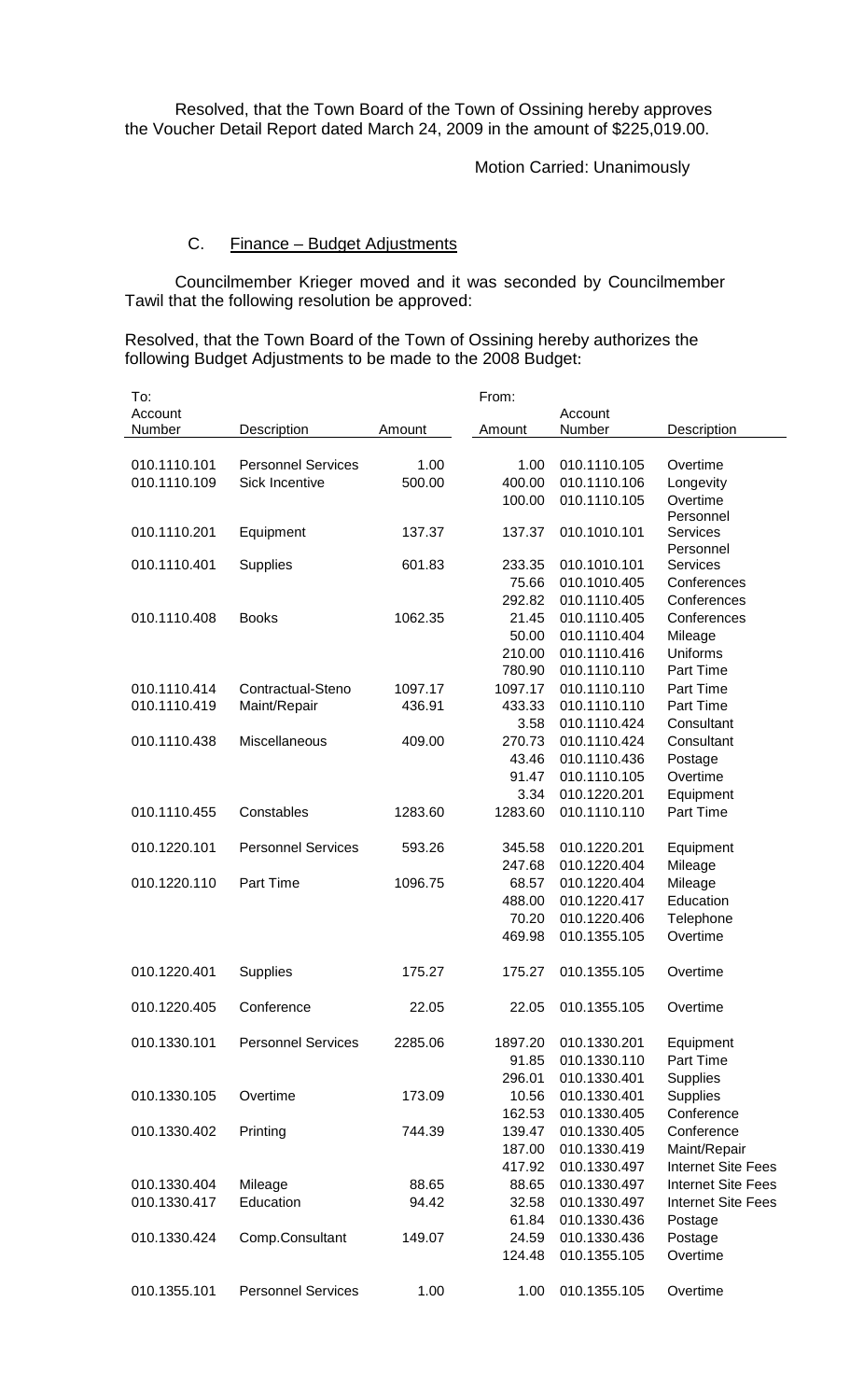Resolved, that the Town Board of the Town of Ossining hereby approves the Voucher Detail Report dated March 24, 2009 in the amount of $225,019.00.

Motion Carried: Unanimously

### C. Finance – Budget Adjustments

Councilmember Krieger moved and it was seconded by Councilmember Tawil that the following resolution be approved:

Resolved, that the Town Board of the Town of Ossining hereby authorizes the following Budget Adjustments to be made to the 2008 Budget:

| To: Account Number | Description | Amount | From: Amount | Account Number | Description |
|---|---|---|---|---|---|
| 010.1110.101 | Personnel Services | 1.00 | 1.00 | 010.1110.105 | Overtime |
| 010.1110.109 | Sick Incentive | 500.00 | 400.00 | 010.1110.106 | Longevity |
| | | | 100.00 | 010.1110.105 | Overtime |
| 010.1110.201 | Equipment | 137.37 | 137.37 | 010.1010.101 | Personnel Services |
| 010.1110.401 | Supplies | 601.83 | 233.35 | 010.1010.101 | Personnel Services |
| | | | 75.66 | 010.1010.405 | Conferences |
| | | | 292.82 | 010.1110.405 | Conferences |
| 010.1110.408 | Books | 1062.35 | 21.45 | 010.1110.405 | Conferences |
| | | | 50.00 | 010.1110.404 | Mileage |
| | | | 210.00 | 010.1110.416 | Uniforms |
| | | | 780.90 | 010.1110.110 | Part Time |
| 010.1110.414 | Contractual-Steno | 1097.17 | 1097.17 | 010.1110.110 | Part Time |
| 010.1110.419 | Maint/Repair | 436.91 | 433.33 | 010.1110.110 | Part Time |
| | | | 3.58 | 010.1110.424 | Consultant |
| 010.1110.438 | Miscellaneous | 409.00 | 270.73 | 010.1110.424 | Consultant |
| | | | 43.46 | 010.1110.436 | Postage |
| | | | 91.47 | 010.1110.105 | Overtime |
| | | | 3.34 | 010.1220.201 | Equipment |
| 010.1110.455 | Constables | 1283.60 | 1283.60 | 010.1110.110 | Part Time |
| 010.1220.101 | Personnel Services | 593.26 | 345.58 | 010.1220.201 | Equipment |
| | | | 247.68 | 010.1220.404 | Mileage |
| 010.1220.110 | Part Time | 1096.75 | 68.57 | 010.1220.404 | Mileage |
| | | | 488.00 | 010.1220.417 | Education |
| | | | 70.20 | 010.1220.406 | Telephone |
| | | | 469.98 | 010.1355.105 | Overtime |
| 010.1220.401 | Supplies | 175.27 | 175.27 | 010.1355.105 | Overtime |
| 010.1220.405 | Conference | 22.05 | 22.05 | 010.1355.105 | Overtime |
| 010.1330.101 | Personnel Services | 2285.06 | 1897.20 | 010.1330.201 | Equipment |
| | | | 91.85 | 010.1330.110 | Part Time |
| | | | 296.01 | 010.1330.401 | Supplies |
| 010.1330.105 | Overtime | 173.09 | 10.56 | 010.1330.401 | Supplies |
| | | | 162.53 | 010.1330.405 | Conference |
| 010.1330.402 | Printing | 744.39 | 139.47 | 010.1330.405 | Conference |
| | | | 187.00 | 010.1330.419 | Maint/Repair |
| | | | 417.92 | 010.1330.497 | Internet Site Fees |
| 010.1330.404 | Mileage | 88.65 | 88.65 | 010.1330.497 | Internet Site Fees |
| 010.1330.417 | Education | 94.42 | 32.58 | 010.1330.497 | Internet Site Fees |
| | | | 61.84 | 010.1330.436 | Postage |
| 010.1330.424 | Comp.Consultant | 149.07 | 24.59 | 010.1330.436 | Postage |
| | | | 124.48 | 010.1355.105 | Overtime |
| 010.1355.101 | Personnel Services | 1.00 | 1.00 | 010.1355.105 | Overtime |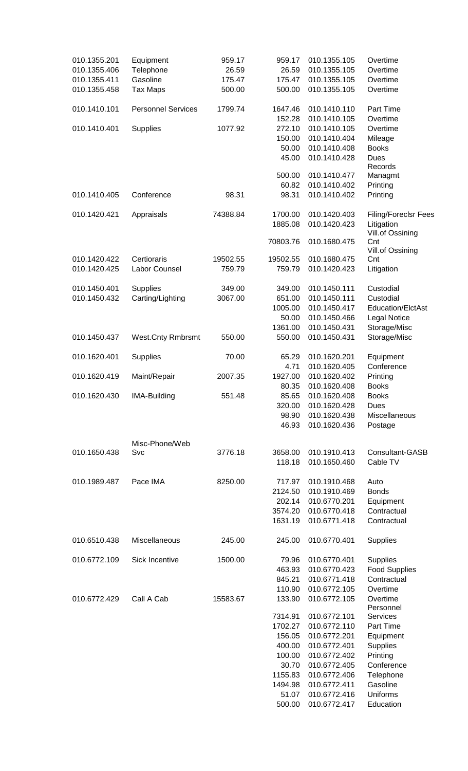| | | | | | |
|---|---|---|---|---|---|
| 010.1355.201 | Equipment | 959.17 | 959.17 | 010.1355.105 | Overtime |
| 010.1355.406 | Telephone | 26.59 | 26.59 | 010.1355.105 | Overtime |
| 010.1355.411 | Gasoline | 175.47 | 175.47 | 010.1355.105 | Overtime |
| 010.1355.458 | Tax Maps | 500.00 | 500.00 | 010.1355.105 | Overtime |
| | | | | | |
| 010.1410.101 | Personnel Services | 1799.74 | 1647.46 | 010.1410.110 | Part Time |
| | | | 152.28 | 010.1410.105 | Overtime |
| 010.1410.401 | Supplies | 1077.92 | 272.10 | 010.1410.105 | Overtime |
| | | | 150.00 | 010.1410.404 | Mileage |
| | | | 50.00 | 010.1410.408 | Books |
| | | | 45.00 | 010.1410.428 | Dues |
| | | | 500.00 | 010.1410.477 | Records Managmt |
| | | | 60.82 | 010.1410.402 | Printing |
| 010.1410.405 | Conference | 98.31 | 98.31 | 010.1410.402 | Printing |
| | | | | | |
| 010.1420.421 | Appraisals | 74388.84 | 1700.00 | 010.1420.403 | Filing/Foreclsr Fees |
| | | | 1885.08 | 010.1420.423 | Litigation |
| | | | 70803.76 | 010.1680.475 | Vill.of Ossining Cnt |
| 010.1420.422 | Certioraris | 19502.55 | 19502.55 | 010.1680.475 | Vill.of Ossining Cnt |
| 010.1420.425 | Labor Counsel | 759.79 | 759.79 | 010.1420.423 | Litigation |
| | | | | | |
| 010.1450.401 | Supplies | 349.00 | 349.00 | 010.1450.111 | Custodial |
| 010.1450.432 | Carting/Lighting | 3067.00 | 651.00 | 010.1450.111 | Custodial |
| | | | 1005.00 | 010.1450.417 | Education/ElctAst |
| | | | 50.00 | 010.1450.466 | Legal Notice |
| | | | 1361.00 | 010.1450.431 | Storage/Misc |
| 010.1450.437 | West.Cnty Rmbrsmt | 550.00 | 550.00 | 010.1450.431 | Storage/Misc |
| | | | | | |
| 010.1620.401 | Supplies | 70.00 | 65.29 | 010.1620.201 | Equipment |
| | | | 4.71 | 010.1620.405 | Conference |
| 010.1620.419 | Maint/Repair | 2007.35 | 1927.00 | 010.1620.402 | Printing |
| | | | 80.35 | 010.1620.408 | Books |
| 010.1620.430 | IMA-Building | 551.48 | 85.65 | 010.1620.408 | Books |
| | | | 320.00 | 010.1620.428 | Dues |
| | | | 98.90 | 010.1620.438 | Miscellaneous |
| | | | 46.93 | 010.1620.436 | Postage |
| | | | | | |
| 010.1650.438 | Misc-Phone/Web Svc | 3776.18 | 3658.00 | 010.1910.413 | Consultant-GASB |
| | | | 118.18 | 010.1650.460 | Cable TV |
| | | | | | |
| 010.1989.487 | Pace IMA | 8250.00 | 717.97 | 010.1910.468 | Auto |
| | | | 2124.50 | 010.1910.469 | Bonds |
| | | | 202.14 | 010.6770.201 | Equipment |
| | | | 3574.20 | 010.6770.418 | Contractual |
| | | | 1631.19 | 010.6771.418 | Contractual |
| | | | | | |
| 010.6510.438 | Miscellaneous | 245.00 | 245.00 | 010.6770.401 | Supplies |
| | | | | | |
| 010.6772.109 | Sick Incentive | 1500.00 | 79.96 | 010.6770.401 | Supplies |
| | | | 463.93 | 010.6770.423 | Food Supplies |
| | | | 845.21 | 010.6771.418 | Contractual |
| | | | 110.90 | 010.6772.105 | Overtime |
| 010.6772.429 | Call A Cab | 15583.67 | 133.90 | 010.6772.105 | Overtime |
| | | | 7314.91 | 010.6772.101 | Personnel Services |
| | | | 1702.27 | 010.6772.110 | Part Time |
| | | | 156.05 | 010.6772.201 | Equipment |
| | | | 400.00 | 010.6772.401 | Supplies |
| | | | 100.00 | 010.6772.402 | Printing |
| | | | 30.70 | 010.6772.405 | Conference |
| | | | 1155.83 | 010.6772.406 | Telephone |
| | | | 1494.98 | 010.6772.411 | Gasoline |
| | | | 51.07 | 010.6772.416 | Uniforms |
| | | | 500.00 | 010.6772.417 | Education |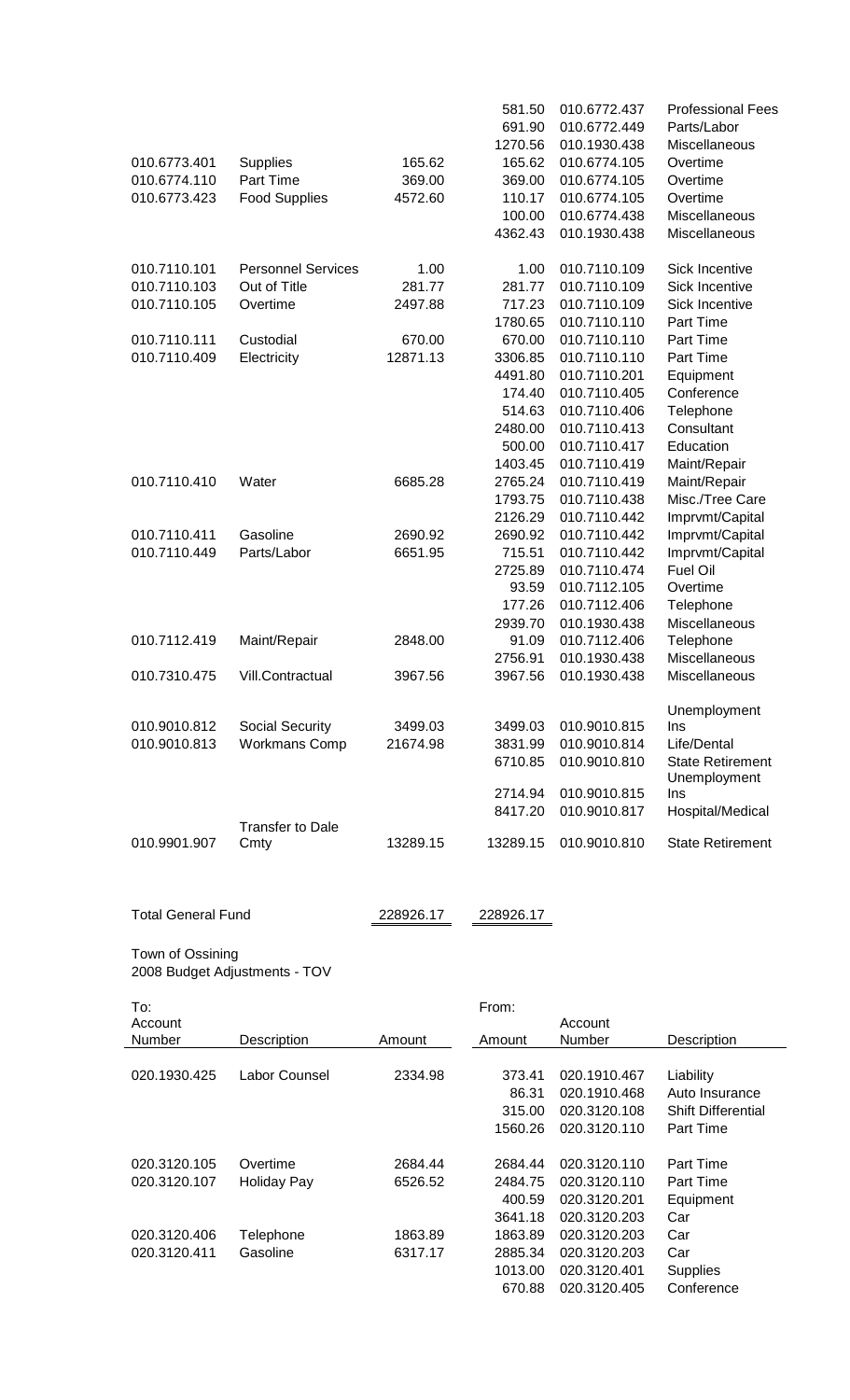| | | | | | |
|---|---|---|---|---|---|
| | | | 581.50 | 010.6772.437 | Professional Fees |
| | | | 691.90 | 010.6772.449 | Parts/Labor |
| | | | 1270.56 | 010.1930.438 | Miscellaneous |
| 010.6773.401 | Supplies | 165.62 | 165.62 | 010.6774.105 | Overtime |
| 010.6774.110 | Part Time | 369.00 | 369.00 | 010.6774.105 | Overtime |
| 010.6773.423 | Food Supplies | 4572.60 | 110.17 | 010.6774.105 | Overtime |
| | | | 100.00 | 010.6774.438 | Miscellaneous |
| | | | 4362.43 | 010.1930.438 | Miscellaneous |
| 010.7110.101 | Personnel Services | 1.00 | 1.00 | 010.7110.109 | Sick Incentive |
| 010.7110.103 | Out of Title | 281.77 | 281.77 | 010.7110.109 | Sick Incentive |
| 010.7110.105 | Overtime | 2497.88 | 717.23 | 010.7110.109 | Sick Incentive |
| | | | 1780.65 | 010.7110.110 | Part Time |
| 010.7110.111 | Custodial | 670.00 | 670.00 | 010.7110.110 | Part Time |
| 010.7110.409 | Electricity | 12871.13 | 3306.85 | 010.7110.110 | Part Time |
| | | | 4491.80 | 010.7110.201 | Equipment |
| | | | 174.40 | 010.7110.405 | Conference |
| | | | 514.63 | 010.7110.406 | Telephone |
| | | | 2480.00 | 010.7110.413 | Consultant |
| | | | 500.00 | 010.7110.417 | Education |
| | | | 1403.45 | 010.7110.419 | Maint/Repair |
| 010.7110.410 | Water | 6685.28 | 2765.24 | 010.7110.419 | Maint/Repair |
| | | | 1793.75 | 010.7110.438 | Misc./Tree Care |
| | | | 2126.29 | 010.7110.442 | Imprvmt/Capital |
| 010.7110.411 | Gasoline | 2690.92 | 2690.92 | 010.7110.442 | Imprvmt/Capital |
| 010.7110.449 | Parts/Labor | 6651.95 | 715.51 | 010.7110.442 | Imprvmt/Capital |
| | | | 2725.89 | 010.7110.474 | Fuel Oil |
| | | | 93.59 | 010.7112.105 | Overtime |
| | | | 177.26 | 010.7112.406 | Telephone |
| | | | 2939.70 | 010.1930.438 | Miscellaneous |
| 010.7112.419 | Maint/Repair | 2848.00 | 91.09 | 010.7112.406 | Telephone |
| | | | 2756.91 | 010.1930.438 | Miscellaneous |
| 010.7310.475 | Vill.Contractual | 3967.56 | 3967.56 | 010.1930.438 | Miscellaneous |
| 010.9010.812 | Social Security | 3499.03 | 3499.03 | 010.9010.815 | Unemployment Ins |
| 010.9010.813 | Workmans Comp | 21674.98 | 3831.99 | 010.9010.814 | Life/Dental |
| | | | 6710.85 | 010.9010.810 | State Retirement |
| | | | 2714.94 | 010.9010.815 | Unemployment Ins |
| | | | 8417.20 | 010.9010.817 | Hospital/Medical |
| 010.9901.907 | Transfer to Dale Cmty | 13289.15 | 13289.15 | 010.9010.810 | State Retirement |
| **Total General Fund** | | **228926.17** | **228926.17** | | |

Town of Ossining
2008 Budget Adjustments - TOV

| To: Account Number | Description | Amount | From: Amount | Account Number | Description |
|---|---|---|---|---|---|
| 020.1930.425 | Labor Counsel | 2334.98 | 373.41 | 020.1910.467 | Liability |
| | | | 86.31 | 020.1910.468 | Auto Insurance |
| | | | 315.00 | 020.3120.108 | Shift Differential |
| | | | 1560.26 | 020.3120.110 | Part Time |
| 020.3120.105 | Overtime | 2684.44 | 2684.44 | 020.3120.110 | Part Time |
| 020.3120.107 | Holiday Pay | 6526.52 | 2484.75 | 020.3120.110 | Part Time |
| | | | 400.59 | 020.3120.201 | Equipment |
| | | | 3641.18 | 020.3120.203 | Car |
| 020.3120.406 | Telephone | 1863.89 | 1863.89 | 020.3120.203 | Car |
| 020.3120.411 | Gasoline | 6317.17 | 2885.34 | 020.3120.203 | Car |
| | | | 1013.00 | 020.3120.401 | Supplies |
| | | | 670.88 | 020.3120.405 | Conference |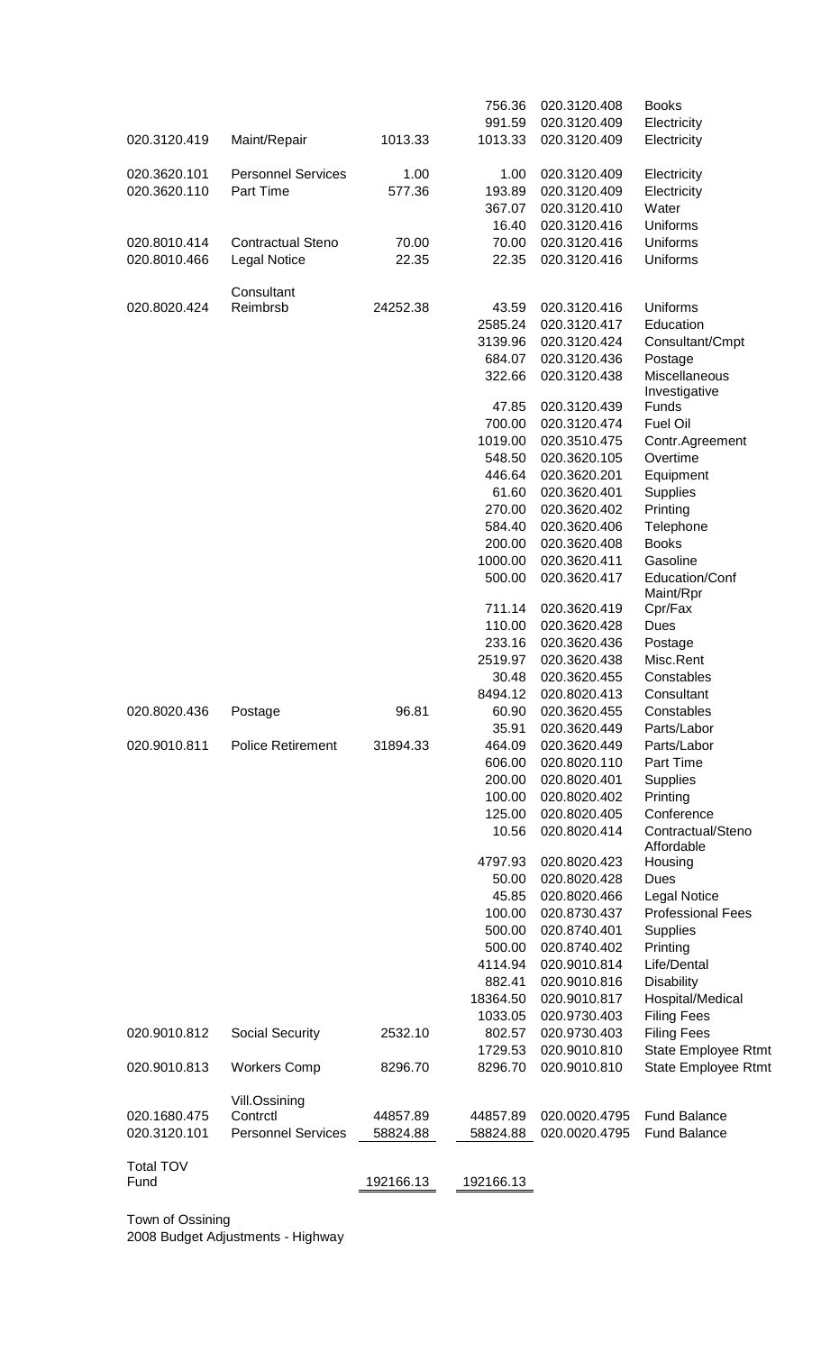| | | | | | |
|---|---|---|---|---|---|
| | | | 756.36 | 020.3120.408 | Books |
| | | | 991.59 | 020.3120.409 | Electricity |
| 020.3120.419 | Maint/Repair | 1013.33 | 1013.33 | 020.3120.409 | Electricity |
| 020.3620.101 | Personnel Services | 1.00 | 1.00 | 020.3120.409 | Electricity |
| 020.3620.110 | Part Time | 577.36 | 193.89 | 020.3120.409 | Electricity |
| | | | 367.07 | 020.3120.410 | Water |
| | | | 16.40 | 020.3120.416 | Uniforms |
| 020.8010.414 | Contractual Steno | 70.00 | 70.00 | 020.3120.416 | Uniforms |
| 020.8010.466 | Legal Notice | 22.35 | 22.35 | 020.3120.416 | Uniforms |
| 020.8020.424 | Consultant Reimbrsb | 24252.38 | 43.59 | 020.3120.416 | Uniforms |
| | | | 2585.24 | 020.3120.417 | Education |
| | | | 3139.96 | 020.3120.424 | Consultant/Cmpt |
| | | | 684.07 | 020.3120.436 | Postage |
| | | | 322.66 | 020.3120.438 | Miscellaneous |
| | | | 47.85 | 020.3120.439 | Investigative Funds |
| | | | 700.00 | 020.3120.474 | Fuel Oil |
| | | | 1019.00 | 020.3510.475 | Contr.Agreement |
| | | | 548.50 | 020.3620.105 | Overtime |
| | | | 446.64 | 020.3620.201 | Equipment |
| | | | 61.60 | 020.3620.401 | Supplies |
| | | | 270.00 | 020.3620.402 | Printing |
| | | | 584.40 | 020.3620.406 | Telephone |
| | | | 200.00 | 020.3620.408 | Books |
| | | | 1000.00 | 020.3620.411 | Gasoline |
| | | | 500.00 | 020.3620.417 | Education/Conf |
| | | | 711.14 | 020.3620.419 | Maint/Rpr Cpr/Fax |
| | | | 110.00 | 020.3620.428 | Dues |
| | | | 233.16 | 020.3620.436 | Postage |
| | | | 2519.97 | 020.3620.438 | Misc.Rent |
| | | | 30.48 | 020.3620.455 | Constables |
| | | | 8494.12 | 020.8020.413 | Consultant |
| 020.8020.436 | Postage | 96.81 | 60.90 | 020.3620.455 | Constables |
| | | | 35.91 | 020.3620.449 | Parts/Labor |
| 020.9010.811 | Police Retirement | 31894.33 | 464.09 | 020.3620.449 | Parts/Labor |
| | | | 606.00 | 020.8020.110 | Part Time |
| | | | 200.00 | 020.8020.401 | Supplies |
| | | | 100.00 | 020.8020.402 | Printing |
| | | | 125.00 | 020.8020.405 | Conference |
| | | | 10.56 | 020.8020.414 | Contractual/Steno |
| | | | 4797.93 | 020.8020.423 | Affordable Housing |
| | | | 50.00 | 020.8020.428 | Dues |
| | | | 45.85 | 020.8020.466 | Legal Notice |
| | | | 100.00 | 020.8730.437 | Professional Fees |
| | | | 500.00 | 020.8740.401 | Supplies |
| | | | 500.00 | 020.8740.402 | Printing |
| | | | 4114.94 | 020.9010.814 | Life/Dental |
| | | | 882.41 | 020.9010.816 | Disability |
| | | | 18364.50 | 020.9010.817 | Hospital/Medical |
| | | | 1033.05 | 020.9730.403 | Filing Fees |
| 020.9010.812 | Social Security | 2532.10 | 802.57 | 020.9730.403 | Filing Fees |
| | | | 1729.53 | 020.9010.810 | State Employee Rtmt |
| 020.9010.813 | Workers Comp | 8296.70 | 8296.70 | 020.9010.810 | State Employee Rtmt |
| 020.1680.475 | Vill.Ossining Contrctl | 44857.89 | 44857.89 | 020.0020.4795 | Fund Balance |
| 020.3120.101 | Personnel Services | 58824.88 | 58824.88 | 020.0020.4795 | Fund Balance |
| Total TOV Fund | | 192166.13 | 192166.13 | | |

Town of Ossining
2008 Budget Adjustments - Highway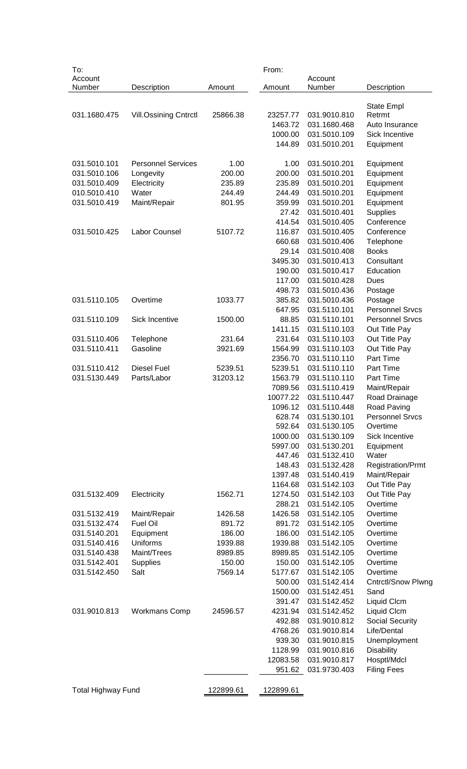| To: Account Number | Description | Amount | From: Amount | Account Number | Description |
|---|---|---|---|---|---|
| 031.1680.475 | Vill.Ossining Cntrctl | 25866.38 | 23257.77 | 031.9010.810 | State Empl Retrmt |
| | | | 1463.72 | 031.1680.468 | Auto Insurance |
| | | | 1000.00 | 031.5010.109 | Sick Incentive |
| | | | 144.89 | 031.5010.201 | Equipment |
| 031.5010.101 | Personnel Services | 1.00 | 1.00 | 031.5010.201 | Equipment |
| 031.5010.106 | Longevity | 200.00 | 200.00 | 031.5010.201 | Equipment |
| 031.5010.409 | Electricity | 235.89 | 235.89 | 031.5010.201 | Equipment |
| 010.5010.410 | Water | 244.49 | 244.49 | 031.5010.201 | Equipment |
| 031.5010.419 | Maint/Repair | 801.95 | 359.99 | 031.5010.201 | Equipment |
| | | | 27.42 | 031.5010.401 | Supplies |
| | | | 414.54 | 031.5010.405 | Conference |
| 031.5010.425 | Labor Counsel | 5107.72 | 116.87 | 031.5010.405 | Conference |
| | | | 660.68 | 031.5010.406 | Telephone |
| | | | 29.14 | 031.5010.408 | Books |
| | | | 3495.30 | 031.5010.413 | Consultant |
| | | | 190.00 | 031.5010.417 | Education |
| | | | 117.00 | 031.5010.428 | Dues |
| | | | 498.73 | 031.5010.436 | Postage |
| 031.5110.105 | Overtime | 1033.77 | 385.82 | 031.5010.436 | Postage |
| | | | 647.95 | 031.5110.101 | Personnel Srvcs |
| 031.5110.109 | Sick Incentive | 1500.00 | 88.85 | 031.5110.101 | Personnel Srvcs |
| | | | 1411.15 | 031.5110.103 | Out Title Pay |
| 031.5110.406 | Telephone | 231.64 | 231.64 | 031.5110.103 | Out Title Pay |
| 031.5110.411 | Gasoline | 3921.69 | 1564.99 | 031.5110.103 | Out Title Pay |
| | | | 2356.70 | 031.5110.110 | Part Time |
| 031.5110.412 | Diesel Fuel | 5239.51 | 5239.51 | 031.5110.110 | Part Time |
| 031.5130.449 | Parts/Labor | 31203.12 | 1563.79 | 031.5110.110 | Part Time |
| | | | 7089.56 | 031.5110.419 | Maint/Repair |
| | | | 10077.22 | 031.5110.447 | Road Drainage |
| | | | 1096.12 | 031.5110.448 | Road Paving |
| | | | 628.74 | 031.5130.101 | Personnel Srvcs |
| | | | 592.64 | 031.5130.105 | Overtime |
| | | | 1000.00 | 031.5130.109 | Sick Incentive |
| | | | 5997.00 | 031.5130.201 | Equipment |
| | | | 447.46 | 031.5132.410 | Water |
| | | | 148.43 | 031.5132.428 | Registration/Prmt |
| | | | 1397.48 | 031.5140.419 | Maint/Repair |
| | | | 1164.68 | 031.5142.103 | Out Title Pay |
| 031.5132.409 | Electricity | 1562.71 | 1274.50 | 031.5142.103 | Out Title Pay |
| | | | 288.21 | 031.5142.105 | Overtime |
| 031.5132.419 | Maint/Repair | 1426.58 | 1426.58 | 031.5142.105 | Overtime |
| 031.5132.474 | Fuel Oil | 891.72 | 891.72 | 031.5142.105 | Overtime |
| 031.5140.201 | Equipment | 186.00 | 186.00 | 031.5142.105 | Overtime |
| 031.5140.416 | Uniforms | 1939.88 | 1939.88 | 031.5142.105 | Overtime |
| 031.5140.438 | Maint/Trees | 8989.85 | 8989.85 | 031.5142.105 | Overtime |
| 031.5142.401 | Supplies | 150.00 | 150.00 | 031.5142.105 | Overtime |
| 031.5142.450 | Salt | 7569.14 | 5177.67 | 031.5142.105 | Overtime |
| | | | 500.00 | 031.5142.414 | Cntrctl/Snow Plwng |
| | | | 1500.00 | 031.5142.451 | Sand |
| | | | 391.47 | 031.5142.452 | Liquid Clcm |
| 031.9010.813 | Workmans Comp | 24596.57 | 4231.94 | 031.5142.452 | Liquid Clcm |
| | | | 492.88 | 031.9010.812 | Social Security |
| | | | 4768.26 | 031.9010.814 | Life/Dental |
| | | | 939.30 | 031.9010.815 | Unemployment |
| | | | 1128.99 | 031.9010.816 | Disability |
| | | | 12083.58 | 031.9010.817 | Hosptl/Mdcl |
| | | | 951.62 | 031.9730.403 | Filing Fees |
| Total Highway Fund | | 122899.61 | 122899.61 | | |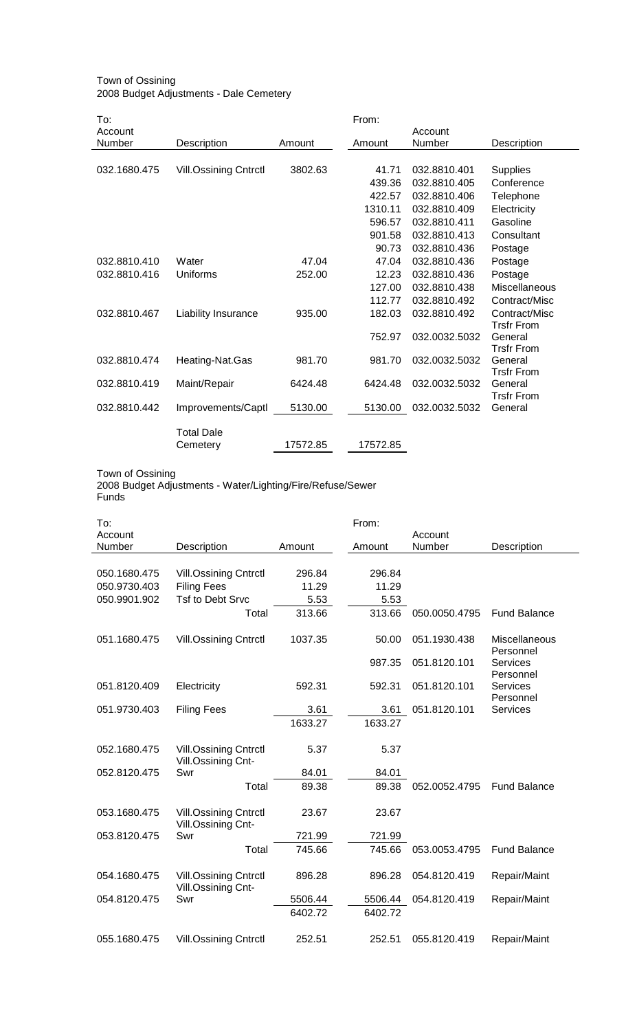Town of Ossining
2008 Budget Adjustments - Dale Cemetery

| To: Account Number | Description | Amount | From: Amount | Account Number | Description |
|---|---|---|---|---|---|
| 032.1680.475 | Vill.Ossining Cntrctl | 3802.63 | 41.71 | 032.8810.401 | Supplies |
| | | | 439.36 | 032.8810.405 | Conference |
| | | | 422.57 | 032.8810.406 | Telephone |
| | | | 1310.11 | 032.8810.409 | Electricity |
| | | | 596.57 | 032.8810.411 | Gasoline |
| | | | 901.58 | 032.8810.413 | Consultant |
| | | | 90.73 | 032.8810.436 | Postage |
| 032.8810.410 | Water | 47.04 | 47.04 | 032.8810.436 | Postage |
| 032.8810.416 | Uniforms | 252.00 | 12.23 | 032.8810.436 | Postage |
| | | | 127.00 | 032.8810.438 | Miscellaneous |
| | | | 112.77 | 032.8810.492 | Contract/Misc |
| 032.8810.467 | Liability Insurance | 935.00 | 182.03 | 032.8810.492 | Contract/Misc |
| | | | 752.97 | 032.0032.5032 | Trsfr From General |
| 032.8810.474 | Heating-Nat.Gas | 981.70 | 981.70 | 032.0032.5032 | Trsfr From General |
| 032.8810.419 | Maint/Repair | 6424.48 | 6424.48 | 032.0032.5032 | Trsfr From General |
| 032.8810.442 | Improvements/Captl | 5130.00 | 5130.00 | 032.0032.5032 | Trsfr From General |
| | Total Dale Cemetery | 17572.85 | 17572.85 | | |

Town of Ossining
2008 Budget Adjustments - Water/Lighting/Fire/Refuse/Sewer Funds

| To: Account Number | Description | Amount | From: Amount | Account Number | Description |
|---|---|---|---|---|---|
| 050.1680.475 | Vill.Ossining Cntrctl | 296.84 | 296.84 | | |
| 050.9730.403 | Filing Fees | 11.29 | 11.29 | | |
| 050.9901.902 | Tsf to Debt Srvc | 5.53 | 5.53 | | |
| | Total | 313.66 | 313.66 | 050.0050.4795 | Fund Balance |
| 051.1680.475 | Vill.Ossining Cntrctl | 1037.35 | 50.00 | 051.1930.438 | Miscellaneous |
| | | | 987.35 | 051.8120.101 | Personnel Services |
| 051.8120.409 | Electricity | 592.31 | 592.31 | 051.8120.101 | Personnel Services |
| 051.9730.403 | Filing Fees | 3.61 | 3.61 | 051.8120.101 | Personnel Services |
| | | 1633.27 | 1633.27 | | |
| 052.1680.475 | Vill.Ossining Cntrctl | 5.37 | 5.37 | | |
| 052.8120.475 | Vill.Ossining Cnt-Swr | 84.01 | 84.01 | | |
| | Total | 89.38 | 89.38 | 052.0052.4795 | Fund Balance |
| 053.1680.475 | Vill.Ossining Cntrctl | 23.67 | 23.67 | | |
| 053.8120.475 | Vill.Ossining Cnt-Swr | 721.99 | 721.99 | | |
| | Total | 745.66 | 745.66 | 053.0053.4795 | Fund Balance |
| 054.1680.475 | Vill.Ossining Cntrctl | 896.28 | 896.28 | 054.8120.419 | Repair/Maint |
| 054.8120.475 | Vill.Ossining Cnt-Swr | 5506.44 | 5506.44 | 054.8120.419 | Repair/Maint |
| | | 6402.72 | 6402.72 | | |
| 055.1680.475 | Vill.Ossining Cntrctl | 252.51 | 252.51 | 055.8120.419 | Repair/Maint |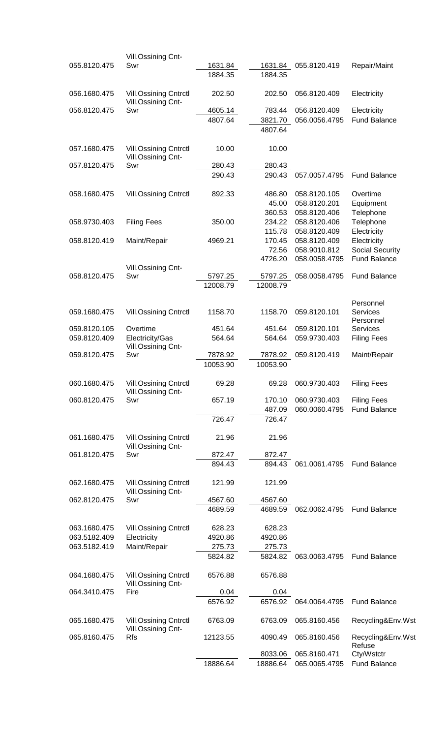| | | | | | |
|---|---|---|---|---|---|
| 055.8120.475 | Vill.Ossining Cnt-Swr | 1631.84 | 1631.84 | 055.8120.419 | Repair/Maint |
| | | 1884.35 | 1884.35 | | |
| 056.1680.475 | Vill.Ossining Cntrctl | 202.50 | 202.50 | 056.8120.409 | Electricity |
| 056.8120.475 | Vill.Ossining Cnt-Swr | 4605.14 | 783.44 | 056.8120.409 | Electricity |
| | | 4807.64 | 3821.70 | 056.0056.4795 | Fund Balance |
| | | | 4807.64 | | |
| 057.1680.475 | Vill.Ossining Cntrctl | 10.00 | 10.00 | | |
| 057.8120.475 | Vill.Ossining Cnt-Swr | 280.43 | 280.43 | | |
| | | 290.43 | 290.43 | 057.0057.4795 | Fund Balance |
| 058.1680.475 | Vill.Ossining Cntrctl | 892.33 | 486.80 | 058.8120.105 | Overtime |
| | | | 45.00 | 058.8120.201 | Equipment |
| | | | 360.53 | 058.8120.406 | Telephone |
| 058.9730.403 | Filing Fees | 350.00 | 234.22 | 058.8120.406 | Telephone |
| | | | 115.78 | 058.8120.409 | Electricity |
| 058.8120.419 | Maint/Repair | 4969.21 | 170.45 | 058.8120.409 | Electricity |
| | | | 72.56 | 058.9010.812 | Social Security |
| | | | 4726.20 | 058.0058.4795 | Fund Balance |
| 058.8120.475 | Vill.Ossining Cnt-Swr | 5797.25 | 5797.25 | 058.0058.4795 | Fund Balance |
| | | 12008.79 | 12008.79 | | |
| 059.1680.475 | Vill.Ossining Cntrctl | 1158.70 | 1158.70 | 059.8120.101 | Personnel Services |
| 059.8120.105 | Overtime | 451.64 | 451.64 | 059.8120.101 | Personnel Services |
| 059.8120.409 | Electricity/Gas | 564.64 | 564.64 | 059.9730.403 | Filing Fees |
| 059.8120.475 | Vill.Ossining Cnt-Swr | 7878.92 | 7878.92 | 059.8120.419 | Maint/Repair |
| | | 10053.90 | 10053.90 | | |
| 060.1680.475 | Vill.Ossining Cntrctl | 69.28 | 69.28 | 060.9730.403 | Filing Fees |
| 060.8120.475 | Vill.Ossining Cnt-Swr | 657.19 | 170.10 | 060.9730.403 | Filing Fees |
| | | | 487.09 | 060.0060.4795 | Fund Balance |
| | | 726.47 | 726.47 | | |
| 061.1680.475 | Vill.Ossining Cntrctl | 21.96 | 21.96 | | |
| 061.8120.475 | Vill.Ossining Cnt-Swr | 872.47 | 872.47 | | |
| | | 894.43 | 894.43 | 061.0061.4795 | Fund Balance |
| 062.1680.475 | Vill.Ossining Cntrctl | 121.99 | 121.99 | | |
| 062.8120.475 | Vill.Ossining Cnt-Swr | 4567.60 | 4567.60 | | |
| | | 4689.59 | 4689.59 | 062.0062.4795 | Fund Balance |
| 063.1680.475 | Vill.Ossining Cntrctl | 628.23 | 628.23 | | |
| 063.5182.409 | Electricity | 4920.86 | 4920.86 | | |
| 063.5182.419 | Maint/Repair | 275.73 | 275.73 | | |
| | | 5824.82 | 5824.82 | 063.0063.4795 | Fund Balance |
| 064.1680.475 | Vill.Ossining Cntrctl | 6576.88 | 6576.88 | | |
| 064.3410.475 | Vill.Ossining Cnt-Fire | 0.04 | 0.04 | | |
| | | 6576.92 | 6576.92 | 064.0064.4795 | Fund Balance |
| 065.1680.475 | Vill.Ossining Cntrctl | 6763.09 | 6763.09 | 065.8160.456 | Recycling&Env.Wst |
| 065.8160.475 | Vill.Ossining Cnt-Rfs | 12123.55 | 4090.49 | 065.8160.456 | Recycling&Env.Wst |
| | | | 8033.06 | 065.8160.471 | Refuse Cty/Wstctr |
| | | 18886.64 | 18886.64 | 065.0065.4795 | Fund Balance |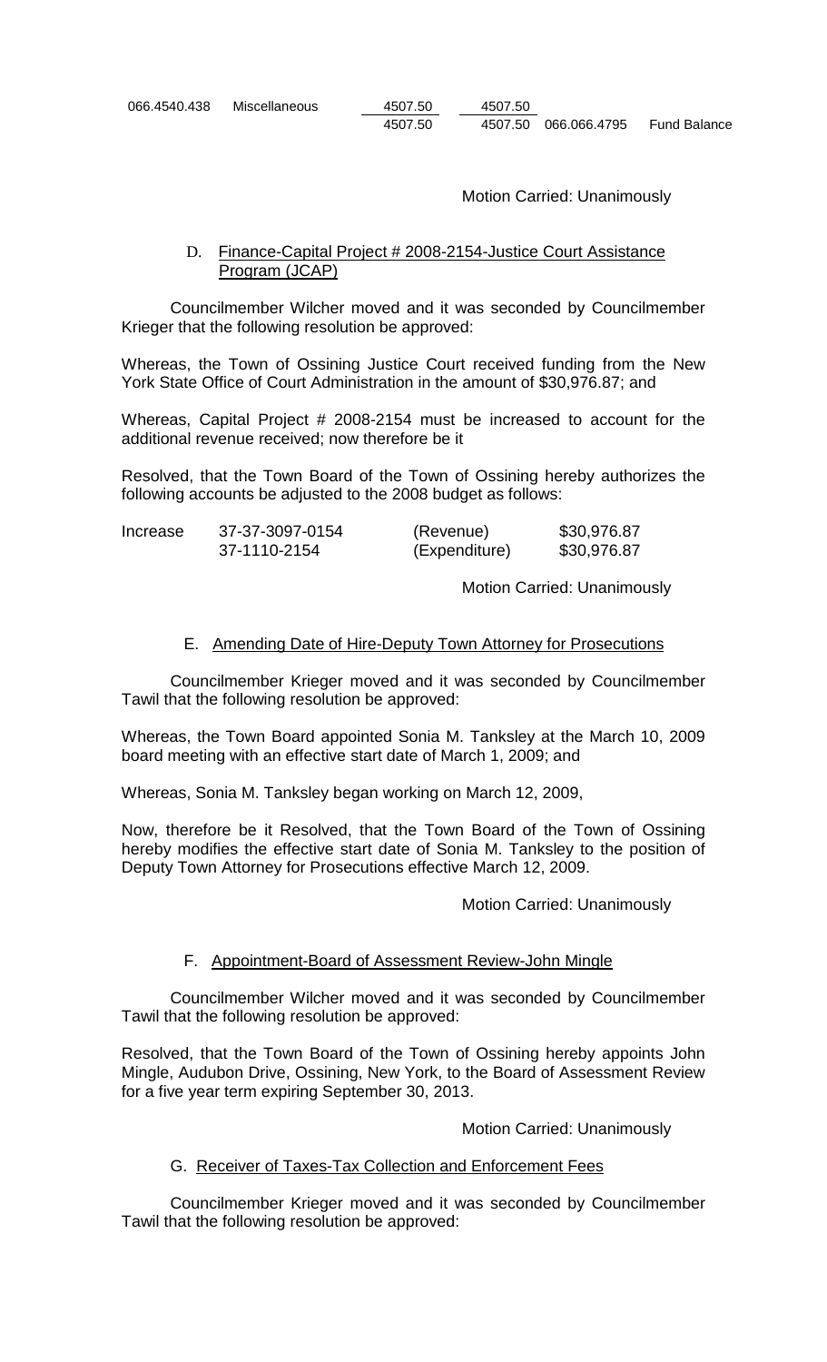| | | | | | |
|---|---|---|---|---|---|
| 066.4540.438 | Miscellaneous | 4507.50 | 4507.50 | | |
| | | 4507.50 | 4507.50 | 066.066.4795 | Fund Balance |

Motion Carried: Unanimously

D. Finance-Capital Project # 2008-2154-Justice Court Assistance Program (JCAP)

Councilmember Wilcher moved and it was seconded by Councilmember Krieger that the following resolution be approved:

Whereas, the Town of Ossining Justice Court received funding from the New York State Office of Court Administration in the amount of $30,976.87; and

Whereas, Capital Project # 2008-2154 must be increased to account for the additional revenue received; now therefore be it

Resolved, that the Town Board of the Town of Ossining hereby authorizes the following accounts be adjusted to the 2008 budget as follows:

| | | | |
|---|---|---|---|
| Increase | 37-37-3097-0154 | (Revenue) | $30,976.87 |
| | 37-1110-2154 | (Expenditure) | $30,976.87 |

Motion Carried: Unanimously

E. Amending Date of Hire-Deputy Town Attorney for Prosecutions

Councilmember Krieger moved and it was seconded by Councilmember Tawil that the following resolution be approved:

Whereas, the Town Board appointed Sonia M. Tanksley at the March 10, 2009 board meeting with an effective start date of March 1, 2009; and

Whereas, Sonia M. Tanksley began working on March 12, 2009,

Now, therefore be it Resolved, that the Town Board of the Town of Ossining hereby modifies the effective start date of Sonia M. Tanksley to the position of Deputy Town Attorney for Prosecutions effective March 12, 2009.

Motion Carried: Unanimously

F. Appointment-Board of Assessment Review-John Mingle

Councilmember Wilcher moved and it was seconded by Councilmember Tawil that the following resolution be approved:

Resolved, that the Town Board of the Town of Ossining hereby appoints John Mingle, Audubon Drive, Ossining, New York, to the Board of Assessment Review for a five year term expiring September 30, 2013.

Motion Carried: Unanimously

G. Receiver of Taxes-Tax Collection and Enforcement Fees

Councilmember Krieger moved and it was seconded by Councilmember Tawil that the following resolution be approved: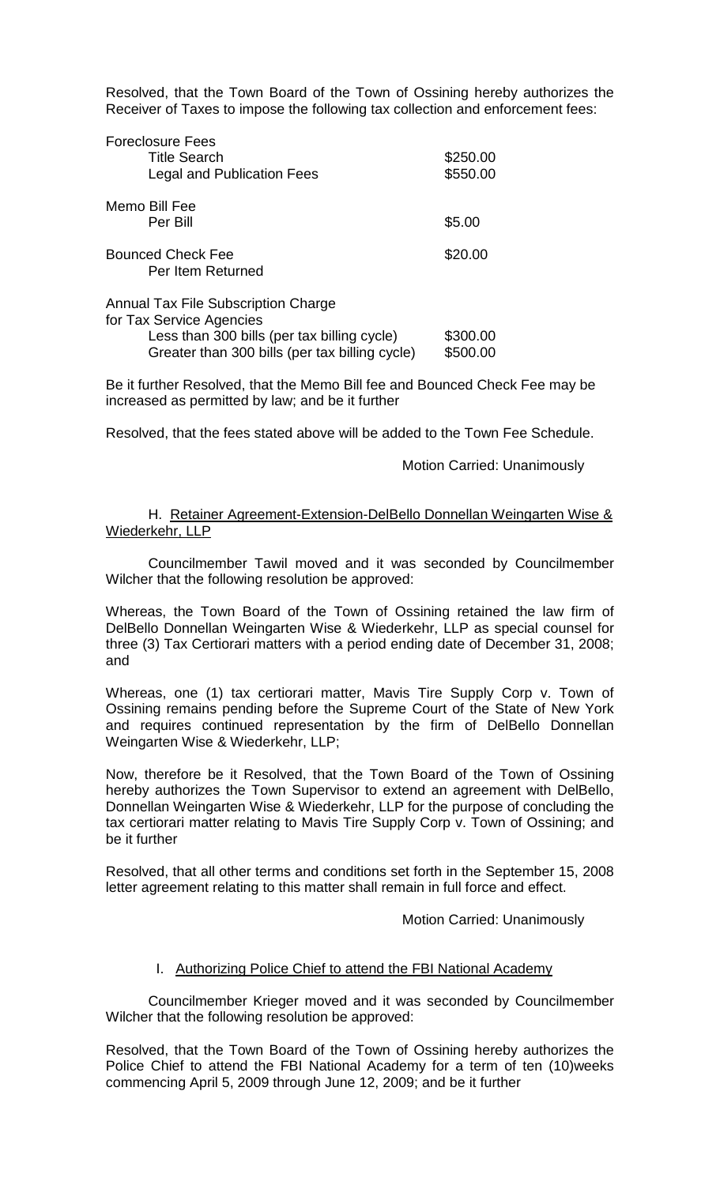Resolved, that the Town Board of the Town of Ossining hereby authorizes the Receiver of Taxes to impose the following tax collection and enforcement fees:

| | |
|---|---|
| Foreclosure Fees | |
| Title Search | $250.00 |
| Legal and Publication Fees | $550.00 |
| Memo Bill Fee | |
| Per Bill | $5.00 |
| Bounced Check Fee | $20.00 |
| Per Item Returned | |
| Annual Tax File Subscription Charge for Tax Service Agencies | |
| Less than 300 bills (per tax billing cycle) | $300.00 |
| Greater than 300 bills (per tax billing cycle) | $500.00 |

Be it further Resolved, that the Memo Bill fee and Bounced Check Fee may be increased as permitted by law; and be it further

Resolved, that the fees stated above will be added to the Town Fee Schedule.

Motion Carried: Unanimously

H. Retainer Agreement-Extension-DelBello Donnellan Weingarten Wise & Wiederkehr, LLP

Councilmember Tawil moved and it was seconded by Councilmember Wilcher that the following resolution be approved:

Whereas, the Town Board of the Town of Ossining retained the law firm of DelBello Donnellan Weingarten Wise & Wiederkehr, LLP as special counsel for three (3) Tax Certiorari matters with a period ending date of December 31, 2008; and

Whereas, one (1) tax certiorari matter, Mavis Tire Supply Corp v. Town of Ossining remains pending before the Supreme Court of the State of New York and requires continued representation by the firm of DelBello Donnellan Weingarten Wise & Wiederkehr, LLP;

Now, therefore be it Resolved, that the Town Board of the Town of Ossining hereby authorizes the Town Supervisor to extend an agreement with DelBello, Donnellan Weingarten Wise & Wiederkehr, LLP for the purpose of concluding the tax certiorari matter relating to Mavis Tire Supply Corp v. Town of Ossining; and be it further

Resolved, that all other terms and conditions set forth in the September 15, 2008 letter agreement relating to this matter shall remain in full force and effect.

Motion Carried: Unanimously

I. Authorizing Police Chief to attend the FBI National Academy

Councilmember Krieger moved and it was seconded by Councilmember Wilcher that the following resolution be approved:

Resolved, that the Town Board of the Town of Ossining hereby authorizes the Police Chief to attend the FBI National Academy for a term of ten (10)weeks commencing April 5, 2009 through June 12, 2009; and be it further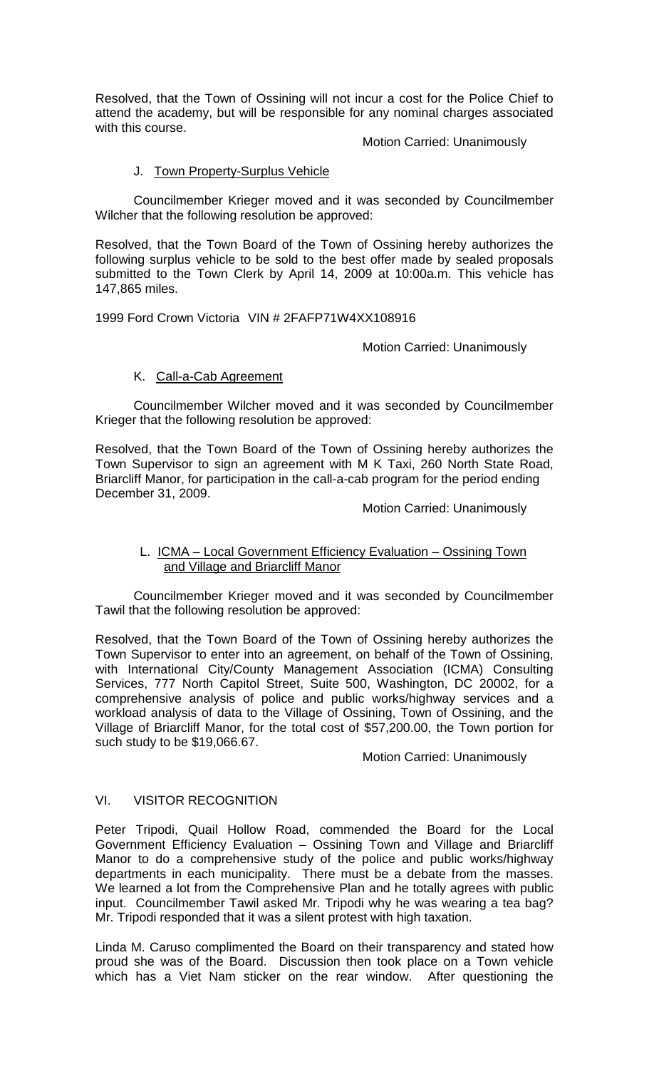Resolved, that the Town of Ossining will not incur a cost for the Police Chief to attend the academy, but will be responsible for any nominal charges associated with this course.

Motion Carried: Unanimously

J. Town Property-Surplus Vehicle

Councilmember Krieger moved and it was seconded by Councilmember Wilcher that the following resolution be approved:

Resolved, that the Town Board of the Town of Ossining hereby authorizes the following surplus vehicle to be sold to the best offer made by sealed proposals submitted to the Town Clerk by April 14, 2009 at 10:00a.m. This vehicle has 147,865 miles.

1999 Ford Crown Victoria VIN # 2FAFP71W4XX108916

Motion Carried: Unanimously

K. Call-a-Cab Agreement

Councilmember Wilcher moved and it was seconded by Councilmember Krieger that the following resolution be approved:

Resolved, that the Town Board of the Town of Ossining hereby authorizes the Town Supervisor to sign an agreement with M K Taxi, 260 North State Road, Briarcliff Manor, for participation in the call-a-cab program for the period ending December 31, 2009.

Motion Carried: Unanimously

L. ICMA – Local Government Efficiency Evaluation – Ossining Town and Village and Briarcliff Manor

Councilmember Krieger moved and it was seconded by Councilmember Tawil that the following resolution be approved:

Resolved, that the Town Board of the Town of Ossining hereby authorizes the Town Supervisor to enter into an agreement, on behalf of the Town of Ossining, with International City/County Management Association (ICMA) Consulting Services, 777 North Capitol Street, Suite 500, Washington, DC 20002, for a comprehensive analysis of police and public works/highway services and a workload analysis of data to the Village of Ossining, Town of Ossining, and the Village of Briarcliff Manor, for the total cost of $57,200.00, the Town portion for such study to be $19,066.67.

Motion Carried: Unanimously

VI. VISITOR RECOGNITION

Peter Tripodi, Quail Hollow Road, commended the Board for the Local Government Efficiency Evaluation – Ossining Town and Village and Briarcliff Manor to do a comprehensive study of the police and public works/highway departments in each municipality. There must be a debate from the masses. We learned a lot from the Comprehensive Plan and he totally agrees with public input. Councilmember Tawil asked Mr. Tripodi why he was wearing a tea bag? Mr. Tripodi responded that it was a silent protest with high taxation.

Linda M. Caruso complimented the Board on their transparency and stated how proud she was of the Board. Discussion then took place on a Town vehicle which has a Viet Nam sticker on the rear window. After questioning the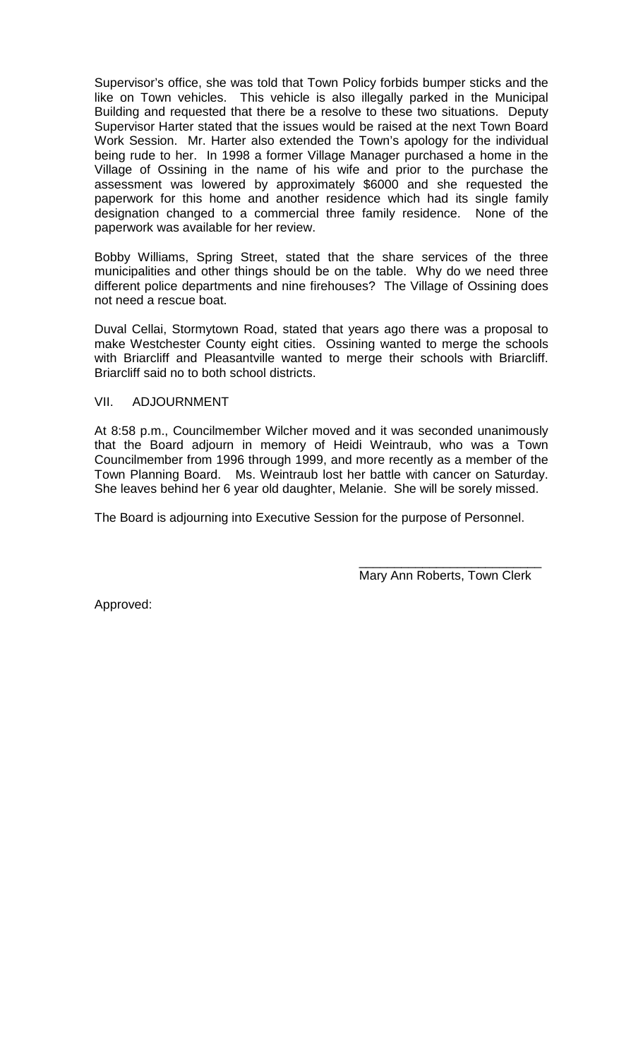Supervisor's office, she was told that Town Policy forbids bumper sticks and the like on Town vehicles. This vehicle is also illegally parked in the Municipal Building and requested that there be a resolve to these two situations. Deputy Supervisor Harter stated that the issues would be raised at the next Town Board Work Session. Mr. Harter also extended the Town's apology for the individual being rude to her. In 1998 a former Village Manager purchased a home in the Village of Ossining in the name of his wife and prior to the purchase the assessment was lowered by approximately $6000 and she requested the paperwork for this home and another residence which had its single family designation changed to a commercial three family residence. None of the paperwork was available for her review.

Bobby Williams, Spring Street, stated that the share services of the three municipalities and other things should be on the table. Why do we need three different police departments and nine firehouses? The Village of Ossining does not need a rescue boat.

Duval Cellai, Stormytown Road, stated that years ago there was a proposal to make Westchester County eight cities. Ossining wanted to merge the schools with Briarcliff and Pleasantville wanted to merge their schools with Briarcliff. Briarcliff said no to both school districts.

VII. ADJOURNMENT

At 8:58 p.m., Councilmember Wilcher moved and it was seconded unanimously that the Board adjourn in memory of Heidi Weintraub, who was a Town Councilmember from 1996 through 1999, and more recently as a member of the Town Planning Board. Ms. Weintraub lost her battle with cancer on Saturday. She leaves behind her 6 year old daughter, Melanie. She will be sorely missed.

The Board is adjourning into Executive Session for the purpose of Personnel.

\_\_\_\_\_\_\_\_\_\_\_\_\_\_\_\_\_\_\_\_\_\_\_\_\_\_

Mary Ann Roberts, Town Clerk

Approved: